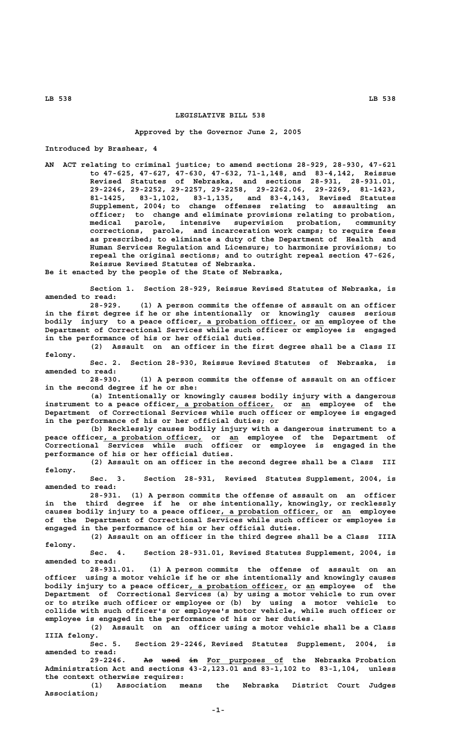# LEGISLATIVE BILL 538

**Approved by the Governor June 2, 2005**

**Introduced by Brashear, 4**

AN ACT relating to criminal justice; to amend sections 28-929, 28-930, 47-621 to 47-625, 47-627, 47-630, 47-632, 71-1,148, and 83-4,142, Reissue Revised Statutes of Nebraska, and sections 28-931, 28-931.01, 29-2246, 29-2252, 29-2257, 29-2258, 29-2262.06, 29-2269, 81-1423, 81-1425, 83-1,102, 83-1,135, and 83-4,143, Revised Statutes Supplement, 2004; to change offenses relating to assaulting an officer; to change and eliminate provisions relating to probation, medical parole, intensive supervision probation, community corrections, parole, and incarceration work camps; to require fees as prescribed; to eliminate a duty of the Department of Health and Human Services Regulation and Licensure; to harmonize provisions; to repeal the original sections; and to outright repeal section 47-626, Reissue Revised Statutes of Nebraska.

Be it enacted by the people of the State of Nebraska,

Section 1. Section 28-929, Reissue Revised Statutes of Nebraska, is amended to read:

28-929. (1) A person commits the offense of assault on an officer in the first degree if he or she intentionally or knowingly causes serious bodily injury to a peace officer, a probation officer, or an employee of the Department of Correctional Services while such officer or employee is engaged in the performance of his or her official duties.

(2) Assault on an officer in the first degree shall be a Class II felony.

Sec. 2. Section 28-930, Reissue Revised Statutes of Nebraska, is amended to read:

28-930. (1) A person commits the offense of assault on an officer in the second degree if he or she:

(a) Intentionally or knowingly causes bodily injury with a dangerous instrument to a peace officer, a probation officer, or an employee of the Department of Correctional Services while such officer or employee is engaged in the performance of his or her official duties; or

(b) Recklessly causes bodily injury with a dangerous instrument to a peace officer, a probation officer, or an employee of the Department of Correctional Services while such officer or employee is engaged in the performance of his or her official duties.

(2) Assault on an officer in the second degree shall be a Class III felony.

Sec. 3. Section 28-931, Revised Statutes Supplement, 2004, is amended to read:

28-931. (1) A person commits the offense of assault on an officer in the third degree if he or she intentionally, knowingly, or recklessly causes bodily injury to a peace officer, a probation officer, or an employee of the Department of Correctional Services while such officer or employee is engaged in the performance of his or her official duties.

(2) Assault on an officer in the third degree shall be a Class IIIA felony.

Sec. 4. Section 28-931.01, Revised Statutes Supplement, 2004, is amended to read:

28-931.01. (1) A person commits the offense of assault on an officer using a motor vehicle if he or she intentionally and knowingly causes bodily injury to a peace officer, a probation officer, or an employee of the Department of Correctional Services (a) by using a motor vehicle to run over or to strike such officer or employee or (b) by using a motor vehicle to collide with such officer's or employee's motor vehicle, while such officer or employee is engaged in the performance of his or her duties.

(2) Assault on an officer using a motor vehicle shall be a Class IIIA felony.

Sec. 5. Section 29-2246, Revised Statutes Supplement, 2004, is amended to read:

29-2246. ~~As used in~~ For purposes of the Nebraska Probation Administration Act and sections 43-2,123.01 and 83-1,102 to 83-1,104, unless the context otherwise requires:

(1) Association means the Nebraska District Court Judges Association;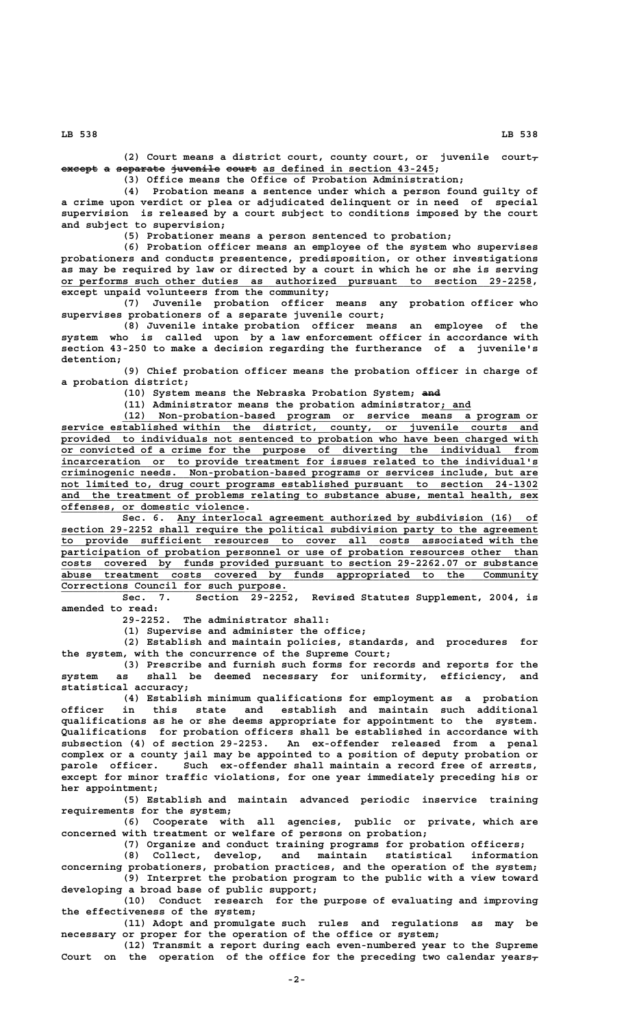(2) Court means a district court, county court, or juvenile court, except a separate juvenile court as defined in section 43-245;

(3) Office means the Office of Probation Administration;

(4) Probation means a sentence under which a person found guilty of a crime upon verdict or plea or adjudicated delinquent or in need of special supervision is released by a court subject to conditions imposed by the court and subject to supervision;

(5) Probationer means a person sentenced to probation;

(6) Probation officer means an employee of the system who supervises probationers and conducts presentence, predisposition, or other investigations as may be required by law or directed by a court in which he or she is serving or performs such other duties as authorized pursuant to section 29-2258, except unpaid volunteers from the community;

(7) Juvenile probation officer means any probation officer who supervises probationers of a separate juvenile court;

(8) Juvenile intake probation officer means an employee of the system who is called upon by a law enforcement officer in accordance with section 43-250 to make a decision regarding the furtherance of a juvenile's detention;

(9) Chief probation officer means the probation officer in charge of a probation district;

(10) System means the Nebraska Probation System; and

(11) Administrator means the probation administrator; and

(12) Non-probation-based program or service means a program or service established within the district, county, or juvenile courts and provided to individuals not sentenced to probation who have been charged with or convicted of a crime for the purpose of diverting the individual from incarceration or to provide treatment for issues related to the individual's criminogenic needs. Non-probation-based programs or services include, but are not limited to, drug court programs established pursuant to section 24-1302 and the treatment of problems relating to substance abuse, mental health, sex offenses, or domestic violence.

Sec. 6. Any interlocal agreement authorized by subdivision (16) of section 29-2252 shall require the political subdivision party to the agreement to provide sufficient resources to cover all costs associated with the participation of probation personnel or use of probation resources other than costs covered by funds provided pursuant to section 29-2262.07 or substance abuse treatment costs covered by funds appropriated to the Community Corrections Council for such purpose.

Sec. 7. Section 29-2252, Revised Statutes Supplement, 2004, is amended to read:

29-2252. The administrator shall:

(1) Supervise and administer the office;

(2) Establish and maintain policies, standards, and procedures for the system, with the concurrence of the Supreme Court;

(3) Prescribe and furnish such forms for records and reports for the system as shall be deemed necessary for uniformity, efficiency, and statistical accuracy;

(4) Establish minimum qualifications for employment as a probation officer in this state and establish and maintain such additional qualifications as he or she deems appropriate for appointment to the system. Qualifications for probation officers shall be established in accordance with subsection (4) of section 29-2253. An ex-offender released from a penal complex or a county jail may be appointed to a position of deputy probation or parole officer. Such ex-offender shall maintain a record free of arrests, except for minor traffic violations, for one year immediately preceding his or her appointment;

(5) Establish and maintain advanced periodic inservice training requirements for the system;

(6) Cooperate with all agencies, public or private, which are concerned with treatment or welfare of persons on probation;

(7) Organize and conduct training programs for probation officers;

(8) Collect, develop, and maintain statistical information concerning probationers, probation practices, and the operation of the system;

(9) Interpret the probation program to the public with a view toward developing a broad base of public support;

(10) Conduct research for the purpose of evaluating and improving the effectiveness of the system;

(11) Adopt and promulgate such rules and regulations as may be necessary or proper for the operation of the office or system;

(12) Transmit a report during each even-numbered year to the Supreme Court on the operation of the office for the preceding two calendar years,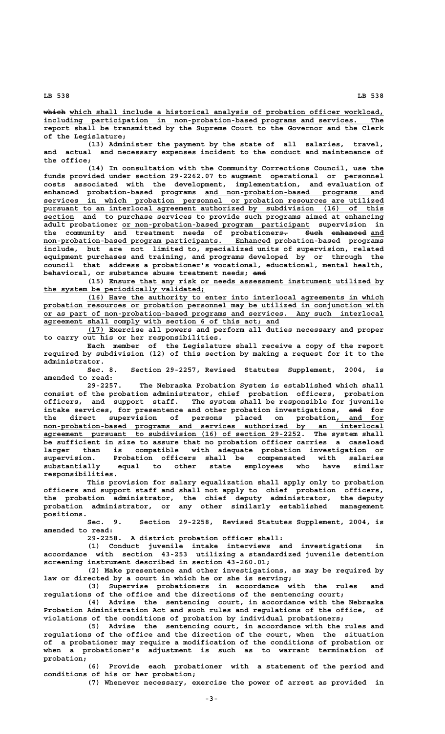which which shall include a historical analysis of probation officer workload, including participation in non-probation-based programs and services. The report shall be transmitted by the Supreme Court to the Governor and the Clerk of the Legislature;

(13) Administer the payment by the state of all salaries, travel, and actual and necessary expenses incident to the conduct and maintenance of the office;

(14) In consultation with the Community Corrections Council, use the funds provided under section 29-2262.07 to augment operational or personnel costs associated with the development, implementation, and evaluation of enhanced probation-based programs and non-probation-based programs and services in which probation personnel or probation resources are utilized pursuant to an interlocal agreement authorized by subdivision (16) of this section and to purchase services to provide such programs aimed at enhancing adult probationer or non-probation-based program participant supervision in the community and treatment needs of probationers. Such enhanced and non-probation-based program participants. Enhanced probation-based programs include, but are not limited to, specialized units of supervision, related equipment purchases and training, and programs developed by or through the council that address a probationer's vocational, educational, mental health, behavioral, or substance abuse treatment needs; and

(15) Ensure that any risk or needs assessment instrument utilized by the system be periodically validated;

(16) Have the authority to enter into interlocal agreements in which probation resources or probation personnel may be utilized in conjunction with or as part of non-probation-based programs and services. Any such interlocal agreement shall comply with section 6 of this act; and

(17) Exercise all powers and perform all duties necessary and proper to carry out his or her responsibilities.

Each member of the Legislature shall receive a copy of the report required by subdivision (12) of this section by making a request for it to the administrator.

Sec. 8. Section 29-2257, Revised Statutes Supplement, 2004, is amended to read:

29-2257. The Nebraska Probation System is established which shall consist of the probation administrator, chief probation officers, probation officers, and support staff. The system shall be responsible for juvenile intake services, for presentence and other probation investigations, and for the direct supervision of persons placed on probation, and for non-probation-based programs and services authorized by an interlocal agreement pursuant to subdivision (16) of section 29-2252. The system shall be sufficient in size to assure that no probation officer carries a caseload larger than is compatible with adequate probation investigation or supervision. Probation officers shall be compensated with salaries substantially equal to other state employees who have similar responsibilities.

This provision for salary equalization shall apply only to probation officers and support staff and shall not apply to chief probation officers, the probation administrator, the chief deputy administrator, the deputy probation administrator, or any other similarly established management positions.

Sec. 9. Section 29-2258, Revised Statutes Supplement, 2004, is amended to read:

29-2258. A district probation officer shall:

(1) Conduct juvenile intake interviews and investigations in accordance with section 43-253 utilizing a standardized juvenile detention screening instrument described in section 43-260.01;

(2) Make presentence and other investigations, as may be required by law or directed by a court in which he or she is serving;

(3) Supervise probationers in accordance with the rules and regulations of the office and the directions of the sentencing court;

(4) Advise the sentencing court, in accordance with the Nebraska Probation Administration Act and such rules and regulations of the office, of violations of the conditions of probation by individual probationers;

(5) Advise the sentencing court, in accordance with the rules and regulations of the office and the direction of the court, when the situation of a probationer may require a modification of the conditions of probation or when a probationer's adjustment is such as to warrant termination of probation;

(6) Provide each probationer with a statement of the period and conditions of his or her probation;

(7) Whenever necessary, exercise the power of arrest as provided in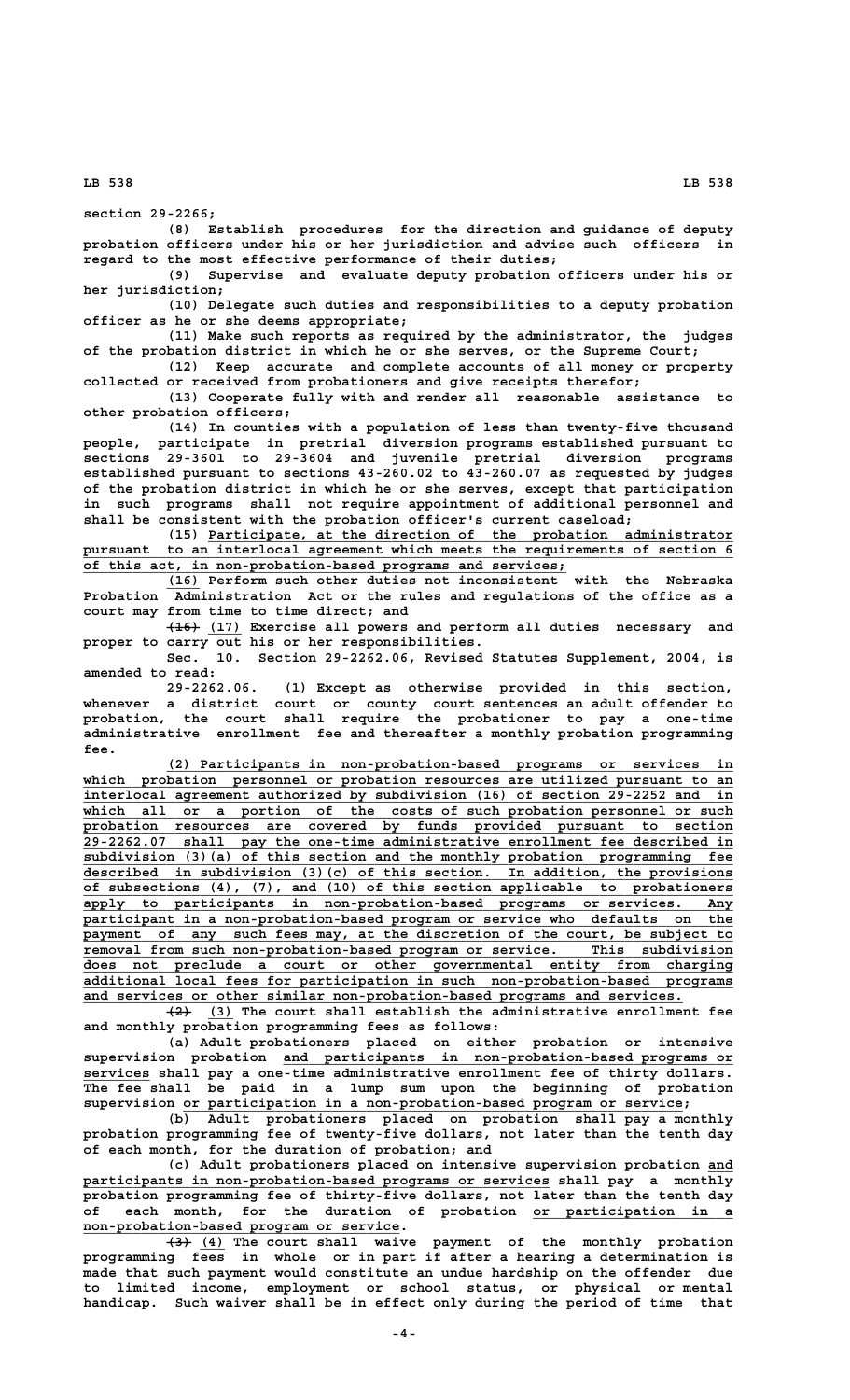section 29-2266;

(8) Establish procedures for the direction and guidance of deputy probation officers under his or her jurisdiction and advise such officers in regard to the most effective performance of their duties;

(9) Supervise and evaluate deputy probation officers under his or her jurisdiction;

(10) Delegate such duties and responsibilities to a deputy probation officer as he or she deems appropriate;

(11) Make such reports as required by the administrator, the judges of the probation district in which he or she serves, or the Supreme Court;

(12) Keep accurate and complete accounts of all money or property collected or received from probationers and give receipts therefor;

(13) Cooperate fully with and render all reasonable assistance to other probation officers;

(14) In counties with a population of less than twenty-five thousand people, participate in pretrial diversion programs established pursuant to sections 29-3601 to 29-3604 and juvenile pretrial diversion programs established pursuant to sections 43-260.02 to 43-260.07 as requested by judges of the probation district in which he or she serves, except that participation in such programs shall not require appointment of additional personnel and shall be consistent with the probation officer's current caseload;

(15) Participate, at the direction of the probation administrator pursuant to an interlocal agreement which meets the requirements of section 6 of this act, in non-probation-based programs and services;

(16) Perform such other duties not inconsistent with the Nebraska Probation Administration Act or the rules and regulations of the office as a court may from time to time direct; and

~~(16)~~ (17) Exercise all powers and perform all duties necessary and proper to carry out his or her responsibilities.

Sec. 10. Section 29-2262.06, Revised Statutes Supplement, 2004, is amended to read:

29-2262.06. (1) Except as otherwise provided in this section, whenever a district court or county court sentences an adult offender to probation, the court shall require the probationer to pay a one-time administrative enrollment fee and thereafter a monthly probation programming fee.

(2) Participants in non-probation-based programs or services in which probation personnel or probation resources are utilized pursuant to an interlocal agreement authorized by subdivision (16) of section 29-2252 and in which all or a portion of the costs of such probation personnel or such probation resources are covered by funds provided pursuant to section 29-2262.07 shall pay the one-time administrative enrollment fee described in subdivision (3)(a) of this section and the monthly probation programming fee described in subdivision (3)(c) of this section. In addition, the provisions of subsections (4), (7), and (10) of this section applicable to probationers apply to participants in non-probation-based programs or services. Any participant in a non-probation-based program or service who defaults on the payment of any such fees may, at the discretion of the court, be subject to removal from such non-probation-based program or service. This subdivision does not preclude a court or other governmental entity from charging additional local fees for participation in such non-probation-based programs and services or other similar non-probation-based programs and services.

~~(2)~~ (3) The court shall establish the administrative enrollment fee and monthly probation programming fees as follows:

(a) Adult probationers placed on either probation or intensive supervision probation and participants in non-probation-based programs or services shall pay a one-time administrative enrollment fee of thirty dollars. The fee shall be paid in a lump sum upon the beginning of probation supervision or participation in a non-probation-based program or service;

(b) Adult probationers placed on probation shall pay a monthly probation programming fee of twenty-five dollars, not later than the tenth day of each month, for the duration of probation; and

(c) Adult probationers placed on intensive supervision probation and participants in non-probation-based programs or services shall pay a monthly probation programming fee of thirty-five dollars, not later than the tenth day of each month, for the duration of probation or participation in a non-probation-based program or service.

~~(3)~~ (4) The court shall waive payment of the monthly probation programming fees in whole or in part if after a hearing a determination is made that such payment would constitute an undue hardship on the offender due to limited income, employment or school status, or physical or mental handicap. Such waiver shall be in effect only during the period of time that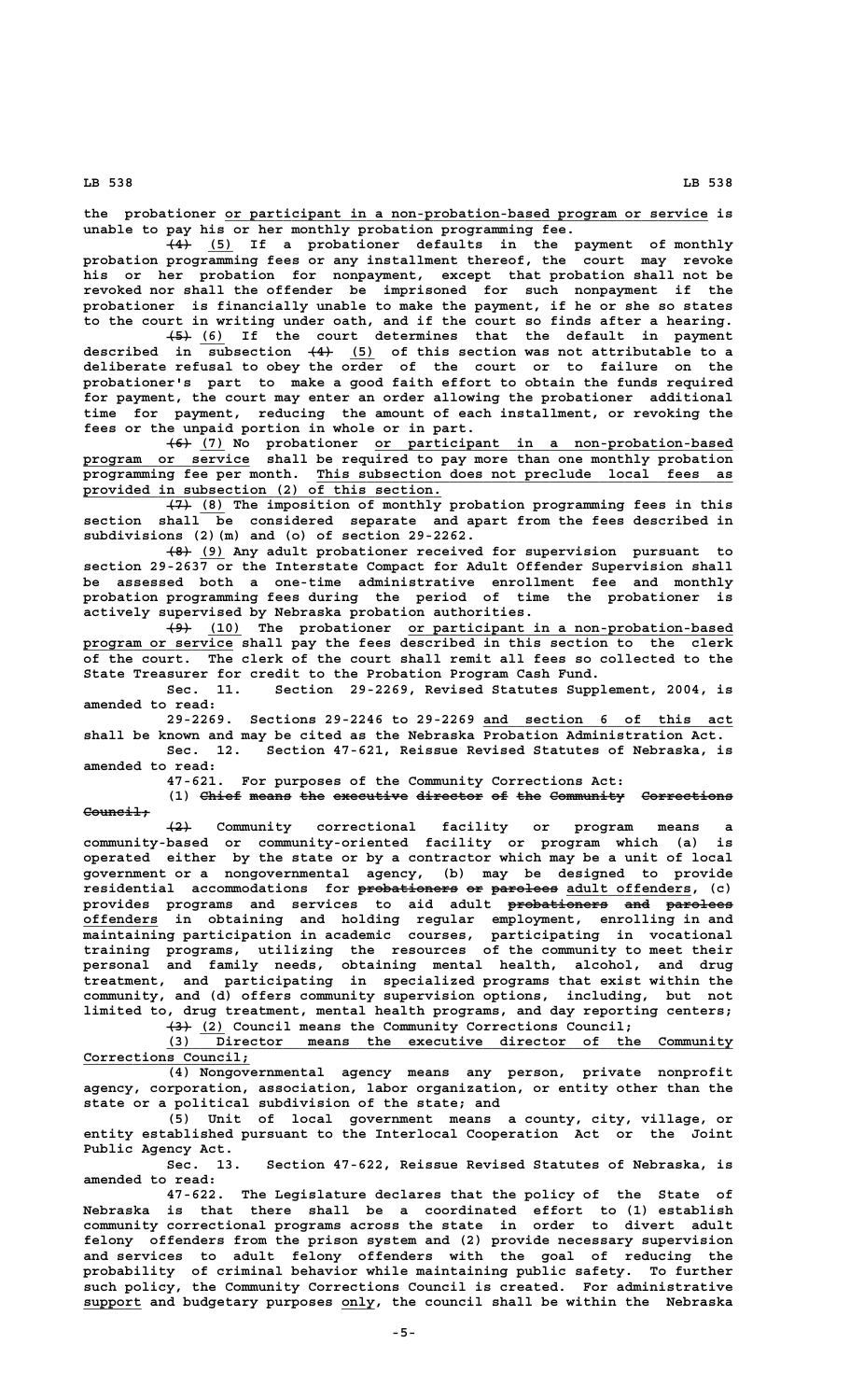the probationer or participant in a non-probation-based program or service is unable to pay his or her monthly probation programming fee.

~~(4)~~ (5) If a probationer defaults in the payment of monthly probation programming fees or any installment thereof, the court may revoke his or her probation for nonpayment, except that probation shall not be revoked nor shall the offender be imprisoned for such nonpayment if the probationer is financially unable to make the payment, if he or she so states to the court in writing under oath, and if the court so finds after a hearing.

~~(5)~~ (6) If the court determines that the default in payment described in subsection ~~(4)~~ (5) of this section was not attributable to a deliberate refusal to obey the order of the court or to failure on the probationer's part to make a good faith effort to obtain the funds required for payment, the court may enter an order allowing the probationer additional time for payment, reducing the amount of each installment, or revoking the fees or the unpaid portion in whole or in part.

~~(6)~~ (7) No probationer or participant in a non-probation-based program or service shall be required to pay more than one monthly probation programming fee per month. This subsection does not preclude local fees as provided in subsection (2) of this section.

~~(7)~~ (8) The imposition of monthly probation programming fees in this section shall be considered separate and apart from the fees described in subdivisions (2)(m) and (o) of section 29-2262.

~~(8)~~ (9) Any adult probationer received for supervision pursuant to section 29-2637 or the Interstate Compact for Adult Offender Supervision shall be assessed both a one-time administrative enrollment fee and monthly probation programming fees during the period of time the probationer is actively supervised by Nebraska probation authorities.

~~(9)~~ (10) The probationer or participant in a non-probation-based program or service shall pay the fees described in this section to the clerk of the court. The clerk of the court shall remit all fees so collected to the State Treasurer for credit to the Probation Program Cash Fund.

Sec. 11. Section 29-2269, Revised Statutes Supplement, 2004, is amended to read:

29-2269. Sections 29-2246 to 29-2269 and section 6 of this act shall be known and may be cited as the Nebraska Probation Administration Act.

Sec. 12. Section 47-621, Reissue Revised Statutes of Nebraska, is amended to read:

47-621. For purposes of the Community Corrections Act:

(1) ~~Chief means the executive director of the Community Corrections Council;~~

~~(2)~~ Community correctional facility or program means a community-based or community-oriented facility or program which (a) is operated either by the state or by a contractor which may be a unit of local government or a nongovernmental agency, (b) may be designed to provide residential accommodations for ~~probationers or parolees~~ adult offenders, (c) provides programs and services to aid adult ~~probationers and parolees~~ offenders in obtaining and holding regular employment, enrolling in and maintaining participation in academic courses, participating in vocational training programs, utilizing the resources of the community to meet their personal and family needs, obtaining mental health, alcohol, and drug treatment, and participating in specialized programs that exist within the community, and (d) offers community supervision options, including, but not limited to, drug treatment, mental health programs, and day reporting centers;

~~(3)~~ (2) Council means the Community Corrections Council;

(3) Director means the executive director of the Community Corrections Council;

(4) Nongovernmental agency means any person, private nonprofit agency, corporation, association, labor organization, or entity other than the state or a political subdivision of the state; and

(5) Unit of local government means a county, city, village, or entity established pursuant to the Interlocal Cooperation Act or the Joint Public Agency Act.

Sec. 13. Section 47-622, Reissue Revised Statutes of Nebraska, is amended to read:

47-622. The Legislature declares that the policy of the State of Nebraska is that there shall be a coordinated effort to (1) establish community correctional programs across the state in order to divert adult felony offenders from the prison system and (2) provide necessary supervision and services to adult felony offenders with the goal of reducing the probability of criminal behavior while maintaining public safety. To further such policy, the Community Corrections Council is created. For administrative support and budgetary purposes only, the council shall be within the Nebraska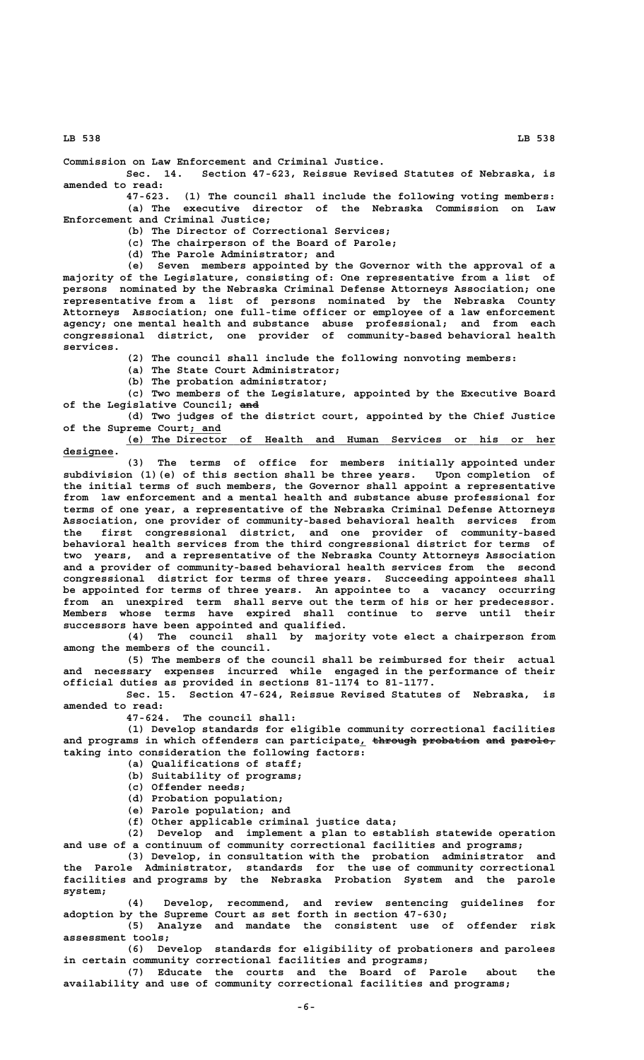Commission on Law Enforcement and Criminal Justice.

Sec. 14. Section 47-623, Reissue Revised Statutes of Nebraska, is amended to read:

47-623. (1) The council shall include the following voting members:

(a) The executive director of the Nebraska Commission on Law Enforcement and Criminal Justice;

(b) The Director of Correctional Services;

(c) The chairperson of the Board of Parole;

(d) The Parole Administrator; and

(e) Seven members appointed by the Governor with the approval of a majority of the Legislature, consisting of: One representative from a list of persons nominated by the Nebraska Criminal Defense Attorneys Association; one representative from a list of persons nominated by the Nebraska County Attorneys Association; one full-time officer or employee of a law enforcement agency; one mental health and substance abuse professional; and from each congressional district, one provider of community-based behavioral health services.

(2) The council shall include the following nonvoting members:

(a) The State Court Administrator;

(b) The probation administrator;

(c) Two members of the Legislature, appointed by the Executive Board of the Legislative Council; ~~and~~

(d) Two judges of the district court, appointed by the Chief Justice of the Supreme Court; and

(e) The Director of Health and Human Services or his or her designee.

(3) The terms of office for members initially appointed under subdivision (1)(e) of this section shall be three years. Upon completion of the initial terms of such members, the Governor shall appoint a representative from law enforcement and a mental health and substance abuse professional for terms of one year, a representative of the Nebraska Criminal Defense Attorneys Association, one provider of community-based behavioral health services from the first congressional district, and one provider of community-based behavioral health services from the third congressional district for terms of two years, and a representative of the Nebraska County Attorneys Association and a provider of community-based behavioral health services from the second congressional district for terms of three years. Succeeding appointees shall be appointed for terms of three years. An appointee to a vacancy occurring from an unexpired term shall serve out the term of his or her predecessor. Members whose terms have expired shall continue to serve until their successors have been appointed and qualified.

(4) The council shall by majority vote elect a chairperson from among the members of the council.

(5) The members of the council shall be reimbursed for their actual and necessary expenses incurred while engaged in the performance of their official duties as provided in sections 81-1174 to 81-1177.

Sec. 15. Section 47-624, Reissue Revised Statutes of Nebraska, is amended to read:

47-624. The council shall:

(1) Develop standards for eligible community correctional facilities and programs in which offenders can participate, ~~through probation and parole,~~ taking into consideration the following factors:

(a) Qualifications of staff;

(b) Suitability of programs;

(c) Offender needs;

(d) Probation population;

(e) Parole population; and

(f) Other applicable criminal justice data;

(2) Develop and implement a plan to establish statewide operation and use of a continuum of community correctional facilities and programs;

(3) Develop, in consultation with the probation administrator and the Parole Administrator, standards for the use of community correctional facilities and programs by the Nebraska Probation System and the parole system;

(4) Develop, recommend, and review sentencing guidelines for adoption by the Supreme Court as set forth in section 47-630;

(5) Analyze and mandate the consistent use of offender risk assessment tools;

(6) Develop standards for eligibility of probationers and parolees in certain community correctional facilities and programs;

(7) Educate the courts and the Board of Parole about the availability and use of community correctional facilities and programs;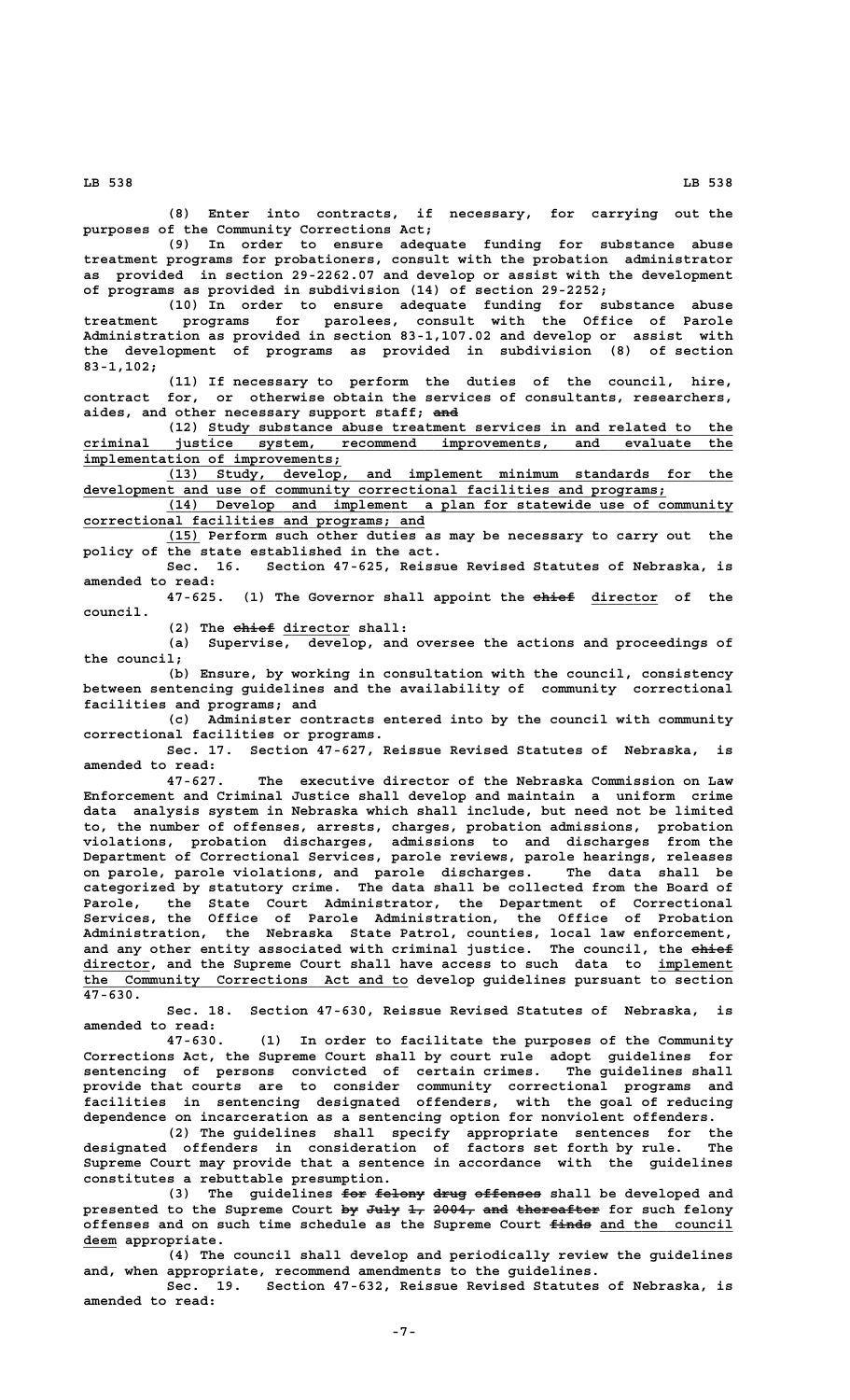(8) Enter into contracts, if necessary, for carrying out the purposes of the Community Corrections Act;

(9) In order to ensure adequate funding for substance abuse treatment programs for probationers, consult with the probation administrator as provided in section 29-2262.07 and develop or assist with the development of programs as provided in subdivision (14) of section 29-2252;

(10) In order to ensure adequate funding for substance abuse treatment programs for parolees, consult with the Office of Parole Administration as provided in section 83-1,107.02 and develop or assist with the development of programs as provided in subdivision (8) of section 83-1,102;

(11) If necessary to perform the duties of the council, hire, contract for, or otherwise obtain the services of consultants, researchers, aides, and other necessary support staff; ~~and~~

(12) Study substance abuse treatment services in and related to the criminal justice system, recommend improvements, and evaluate the implementation of improvements;

(13) Study, develop, and implement minimum standards for the development and use of community correctional facilities and programs;

(14) Develop and implement a plan for statewide use of community correctional facilities and programs; and

(15) Perform such other duties as may be necessary to carry out the policy of the state established in the act.

Sec. 16. Section 47-625, Reissue Revised Statutes of Nebraska, is amended to read:

47-625. (1) The Governor shall appoint the ~~chief~~ director of the council.

(2) The ~~chief~~ director shall:

(a) Supervise, develop, and oversee the actions and proceedings of the council;

(b) Ensure, by working in consultation with the council, consistency between sentencing guidelines and the availability of community correctional facilities and programs; and

(c) Administer contracts entered into by the council with community correctional facilities or programs.

Sec. 17. Section 47-627, Reissue Revised Statutes of Nebraska, is amended to read:

47-627. The executive director of the Nebraska Commission on Law Enforcement and Criminal Justice shall develop and maintain a uniform crime data analysis system in Nebraska which shall include, but need not be limited to, the number of offenses, arrests, charges, probation admissions, probation violations, probation discharges, admissions to and discharges from the Department of Correctional Services, parole reviews, parole hearings, releases on parole, parole violations, and parole discharges. The data shall be categorized by statutory crime. The data shall be collected from the Board of Parole, the State Court Administrator, the Department of Correctional Services, the Office of Parole Administration, the Office of Probation Administration, the Nebraska State Patrol, counties, local law enforcement, and any other entity associated with criminal justice. The council, the ~~chief~~ director, and the Supreme Court shall have access to such data to implement the Community Corrections Act and to develop guidelines pursuant to section 47-630.

Sec. 18. Section 47-630, Reissue Revised Statutes of Nebraska, is amended to read:

47-630. (1) In order to facilitate the purposes of the Community Corrections Act, the Supreme Court shall by court rule adopt guidelines for sentencing of persons convicted of certain crimes. The guidelines shall provide that courts are to consider community correctional programs and facilities in sentencing designated offenders, with the goal of reducing dependence on incarceration as a sentencing option for nonviolent offenders.

(2) The guidelines shall specify appropriate sentences for the designated offenders in consideration of factors set forth by rule. The Supreme Court may provide that a sentence in accordance with the guidelines constitutes a rebuttable presumption.

(3) The guidelines ~~for felony drug offenses~~ shall be developed and presented to the Supreme Court ~~by July 1, 2004, and thereafter~~ for such felony offenses and on such time schedule as the Supreme Court ~~finds~~ and the council deem appropriate.

(4) The council shall develop and periodically review the guidelines and, when appropriate, recommend amendments to the guidelines.

Sec. 19. Section 47-632, Reissue Revised Statutes of Nebraska, is amended to read: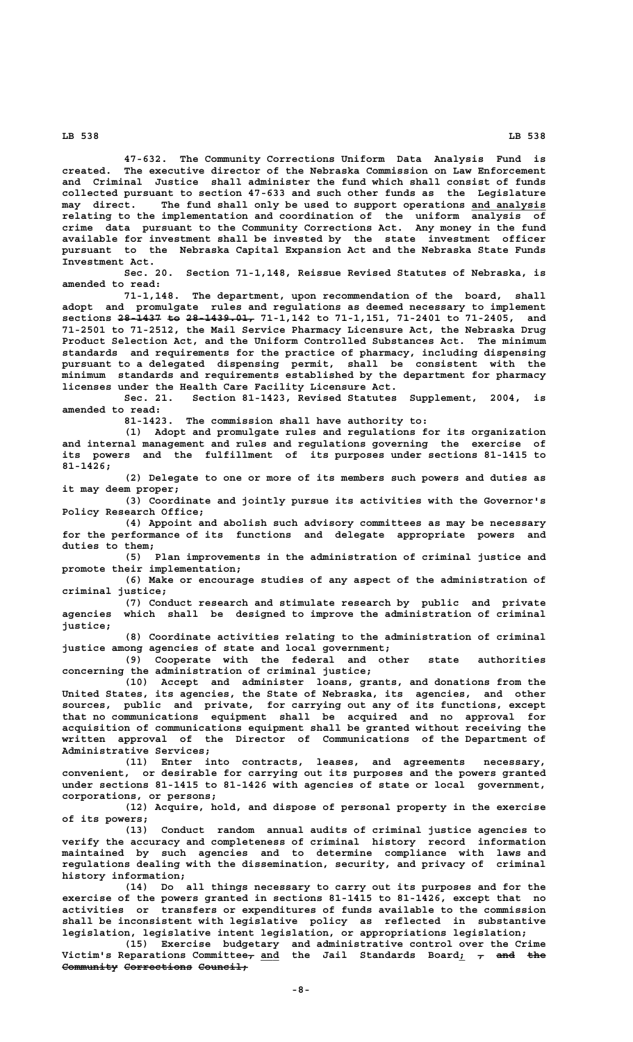47-632. The Community Corrections Uniform Data Analysis Fund is created. The executive director of the Nebraska Commission on Law Enforcement and Criminal Justice shall administer the fund which shall consist of funds collected pursuant to section 47-633 and such other funds as the Legislature may direct. The fund shall only be used to support operations and analysis relating to the implementation and coordination of the uniform analysis of crime data pursuant to the Community Corrections Act. Any money in the fund available for investment shall be invested by the state investment officer pursuant to the Nebraska Capital Expansion Act and the Nebraska State Funds Investment Act.

Sec. 20. Section 71-1,148, Reissue Revised Statutes of Nebraska, is amended to read:

71-1,148. The department, upon recommendation of the board, shall adopt and promulgate rules and regulations as deemed necessary to implement sections ~~28-1437 to 28-1439.01,~~ 71-1,142 to 71-1,151, 71-2401 to 71-2405, and 71-2501 to 71-2512, the Mail Service Pharmacy Licensure Act, the Nebraska Drug Product Selection Act, and the Uniform Controlled Substances Act. The minimum standards and requirements for the practice of pharmacy, including dispensing pursuant to a delegated dispensing permit, shall be consistent with the minimum standards and requirements established by the department for pharmacy licenses under the Health Care Facility Licensure Act.

Sec. 21. Section 81-1423, Revised Statutes Supplement, 2004, is amended to read:

81-1423. The commission shall have authority to:

(1) Adopt and promulgate rules and regulations for its organization and internal management and rules and regulations governing the exercise of its powers and the fulfillment of its purposes under sections 81-1415 to 81-1426;

(2) Delegate to one or more of its members such powers and duties as it may deem proper;

(3) Coordinate and jointly pursue its activities with the Governor's Policy Research Office;

(4) Appoint and abolish such advisory committees as may be necessary for the performance of its functions and delegate appropriate powers and duties to them;

(5) Plan improvements in the administration of criminal justice and promote their implementation;

(6) Make or encourage studies of any aspect of the administration of criminal justice;

(7) Conduct research and stimulate research by public and private agencies which shall be designed to improve the administration of criminal justice;

(8) Coordinate activities relating to the administration of criminal justice among agencies of state and local government;

(9) Cooperate with the federal and other state authorities concerning the administration of criminal justice;

(10) Accept and administer loans, grants, and donations from the United States, its agencies, the State of Nebraska, its agencies, and other sources, public and private, for carrying out any of its functions, except that no communications equipment shall be acquired and no approval for acquisition of communications equipment shall be granted without receiving the written approval of the Director of Communications of the Department of Administrative Services;

(11) Enter into contracts, leases, and agreements necessary, convenient, or desirable for carrying out its purposes and the powers granted under sections 81-1415 to 81-1426 with agencies of state or local government, corporations, or persons;

(12) Acquire, hold, and dispose of personal property in the exercise of its powers;

(13) Conduct random annual audits of criminal justice agencies to verify the accuracy and completeness of criminal history record information maintained by such agencies and to determine compliance with laws and regulations dealing with the dissemination, security, and privacy of criminal history information;

(14) Do all things necessary to carry out its purposes and for the exercise of the powers granted in sections 81-1415 to 81-1426, except that no activities or transfers or expenditures of funds available to the commission shall be inconsistent with legislative policy as reflected in substantive legislation, legislative intent legislation, or appropriations legislation;

(15) Exercise budgetary and administrative control over the Crime Victim's Reparations Committee~~,~~ and the Jail Standards Board; ~~, and the Community Corrections Council;~~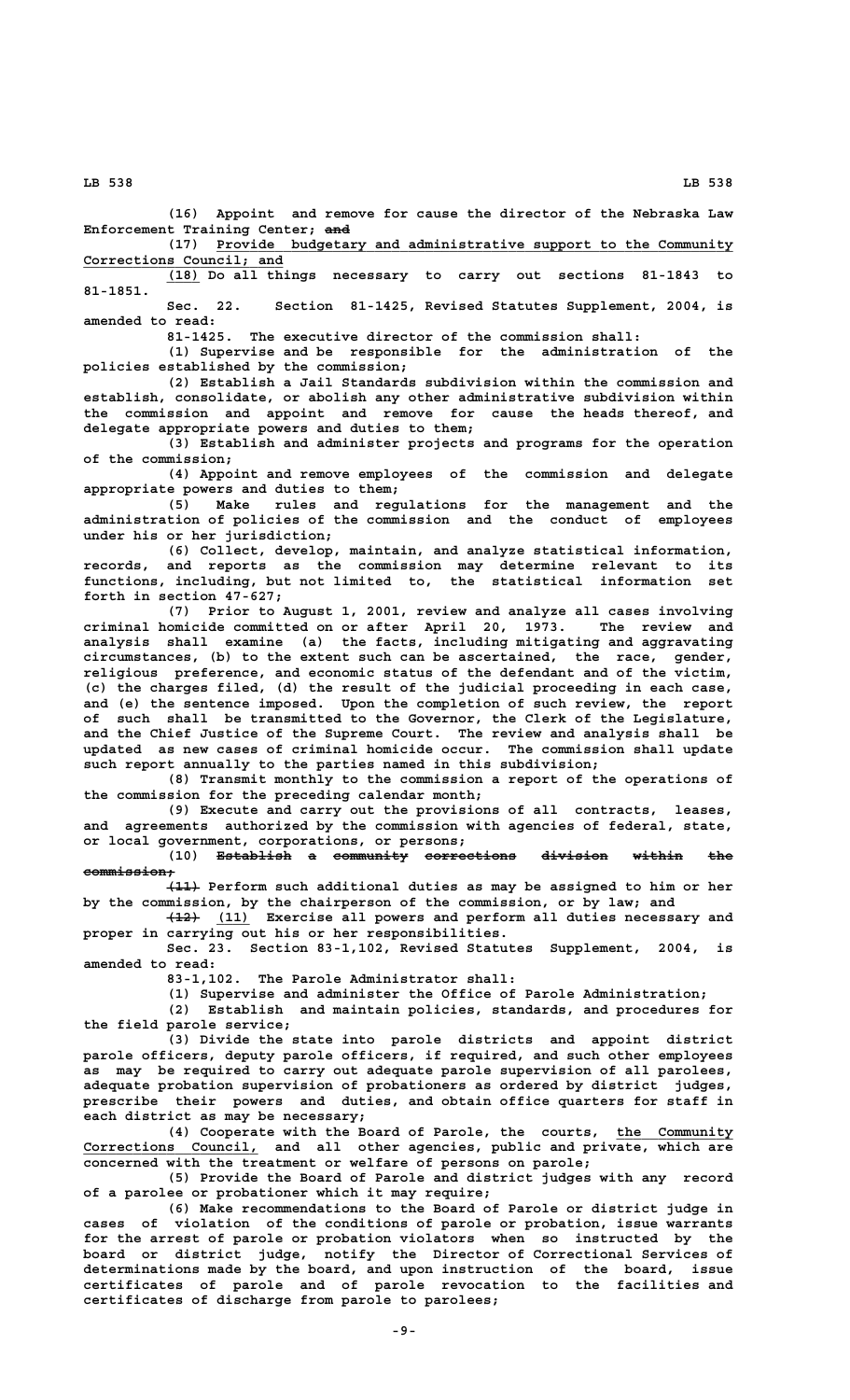(16) Appoint and remove for cause the director of the Nebraska Law Enforcement Training Center; ~~and~~

(17) Provide budgetary and administrative support to the Community Corrections Council; and

(18) Do all things necessary to carry out sections 81-1843 to 81-1851.

Sec. 22. Section 81-1425, Revised Statutes Supplement, 2004, is amended to read:

81-1425. The executive director of the commission shall:

(1) Supervise and be responsible for the administration of the policies established by the commission;

(2) Establish a Jail Standards subdivision within the commission and establish, consolidate, or abolish any other administrative subdivision within the commission and appoint and remove for cause the heads thereof, and delegate appropriate powers and duties to them;

(3) Establish and administer projects and programs for the operation of the commission;

(4) Appoint and remove employees of the commission and delegate appropriate powers and duties to them;

(5) Make rules and regulations for the management and the administration of policies of the commission and the conduct of employees under his or her jurisdiction;

(6) Collect, develop, maintain, and analyze statistical information, records, and reports as the commission may determine relevant to its functions, including, but not limited to, the statistical information set forth in section 47-627;

(7) Prior to August 1, 2001, review and analyze all cases involving criminal homicide committed on or after April 20, 1973. The review and analysis shall examine (a) the facts, including mitigating and aggravating circumstances, (b) to the extent such can be ascertained, the race, gender, religious preference, and economic status of the defendant and of the victim, (c) the charges filed, (d) the result of the judicial proceeding in each case, and (e) the sentence imposed. Upon the completion of such review, the report of such shall be transmitted to the Governor, the Clerk of the Legislature, and the Chief Justice of the Supreme Court. The review and analysis shall be updated as new cases of criminal homicide occur. The commission shall update such report annually to the parties named in this subdivision;

(8) Transmit monthly to the commission a report of the operations of the commission for the preceding calendar month;

(9) Execute and carry out the provisions of all contracts, leases, and agreements authorized by the commission with agencies of federal, state, or local government, corporations, or persons;

(10) ~~Establish a community corrections division within the commission;~~

~~(11)~~ Perform such additional duties as may be assigned to him or her by the commission, by the chairperson of the commission, or by law; and

~~(12)~~ (11) Exercise all powers and perform all duties necessary and proper in carrying out his or her responsibilities.

Sec. 23. Section 83-1,102, Revised Statutes Supplement, 2004, is amended to read:

83-1,102. The Parole Administrator shall:

(1) Supervise and administer the Office of Parole Administration;

(2) Establish and maintain policies, standards, and procedures for the field parole service;

(3) Divide the state into parole districts and appoint district parole officers, deputy parole officers, if required, and such other employees as may be required to carry out adequate parole supervision of all parolees, adequate probation supervision of probationers as ordered by district judges, prescribe their powers and duties, and obtain office quarters for staff in each district as may be necessary;

(4) Cooperate with the Board of Parole, the courts, the Community Corrections Council, and all other agencies, public and private, which are concerned with the treatment or welfare of persons on parole;

(5) Provide the Board of Parole and district judges with any record of a parolee or probationer which it may require;

(6) Make recommendations to the Board of Parole or district judge in cases of violation of the conditions of parole or probation, issue warrants for the arrest of parole or probation violators when so instructed by the board or district judge, notify the Director of Correctional Services of determinations made by the board, and upon instruction of the board, issue certificates of parole and of parole revocation to the facilities and certificates of discharge from parole to parolees;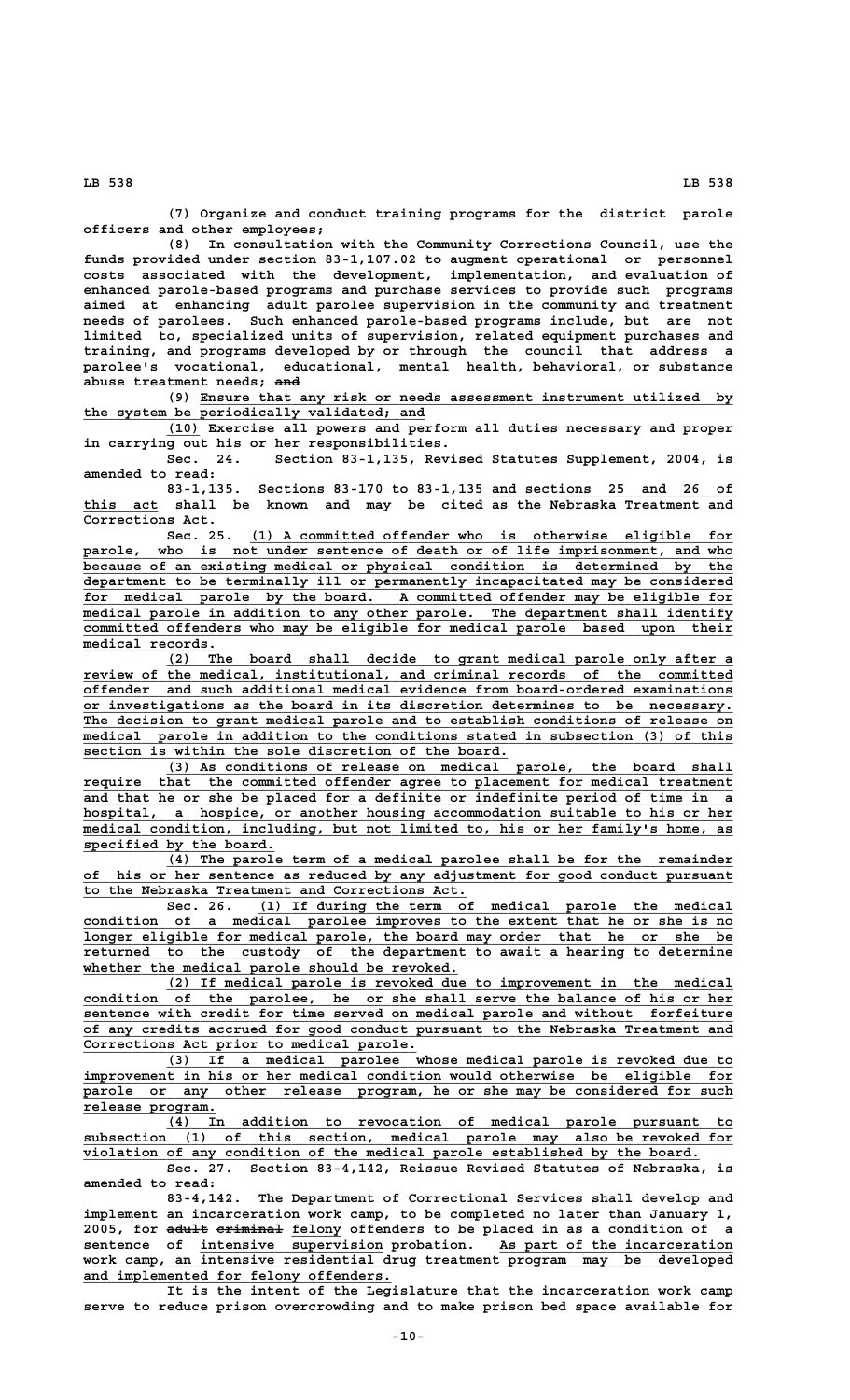(7) Organize and conduct training programs for the district parole officers and other employees;

(8) In consultation with the Community Corrections Council, use the funds provided under section 83-1,107.02 to augment operational or personnel costs associated with the development, implementation, and evaluation of enhanced parole-based programs and purchase services to provide such programs aimed at enhancing adult parolee supervision in the community and treatment needs of parolees. Such enhanced parole-based programs include, but are not limited to, specialized units of supervision, related equipment purchases and training, and programs developed by or through the council that address a parolee's vocational, educational, mental health, behavioral, or substance abuse treatment needs; ~~and~~

(9) Ensure that any risk or needs assessment instrument utilized by the system be periodically validated; and

(10) Exercise all powers and perform all duties necessary and proper in carrying out his or her responsibilities.

Sec. 24. Section 83-1,135, Revised Statutes Supplement, 2004, is amended to read:

83-1,135. Sections 83-170 to 83-1,135 and sections 25 and 26 of this act shall be known and may be cited as the Nebraska Treatment and Corrections Act.

Sec. 25. (1) A committed offender who is otherwise eligible for parole, who is not under sentence of death or of life imprisonment, and who because of an existing medical or physical condition is determined by the department to be terminally ill or permanently incapacitated may be considered for medical parole by the board. A committed offender may be eligible for medical parole in addition to any other parole. The department shall identify committed offenders who may be eligible for medical parole based upon their medical records.

(2) The board shall decide to grant medical parole only after a review of the medical, institutional, and criminal records of the committed offender and such additional medical evidence from board-ordered examinations or investigations as the board in its discretion determines to be necessary. The decision to grant medical parole and to establish conditions of release on medical parole in addition to the conditions stated in subsection (3) of this section is within the sole discretion of the board.

(3) As conditions of release on medical parole, the board shall require that the committed offender agree to placement for medical treatment and that he or she be placed for a definite or indefinite period of time in a hospital, a hospice, or another housing accommodation suitable to his or her medical condition, including, but not limited to, his or her family's home, as specified by the board.

(4) The parole term of a medical parolee shall be for the remainder of his or her sentence as reduced by any adjustment for good conduct pursuant to the Nebraska Treatment and Corrections Act.

Sec. 26. (1) If during the term of medical parole the medical condition of a medical parolee improves to the extent that he or she is no longer eligible for medical parole, the board may order that he or she be returned to the custody of the department to await a hearing to determine whether the medical parole should be revoked.

(2) If medical parole is revoked due to improvement in the medical condition of the parolee, he or she shall serve the balance of his or her sentence with credit for time served on medical parole and without forfeiture of any credits accrued for good conduct pursuant to the Nebraska Treatment and Corrections Act prior to medical parole.

(3) If a medical parolee whose medical parole is revoked due to improvement in his or her medical condition would otherwise be eligible for parole or any other release program, he or she may be considered for such release program.

(4) In addition to revocation of medical parole pursuant to subsection (1) of this section, medical parole may also be revoked for violation of any condition of the medical parole established by the board.

Sec. 27. Section 83-4,142, Reissue Revised Statutes of Nebraska, is amended to read:

83-4,142. The Department of Correctional Services shall develop and implement an incarceration work camp, to be completed no later than January 1, 2005, for ~~adult criminal~~ felony offenders to be placed in as a condition of a sentence of intensive supervision probation. As part of the incarceration work camp, an intensive residential drug treatment program may be developed and implemented for felony offenders.

It is the intent of the Legislature that the incarceration work camp serve to reduce prison overcrowding and to make prison bed space available for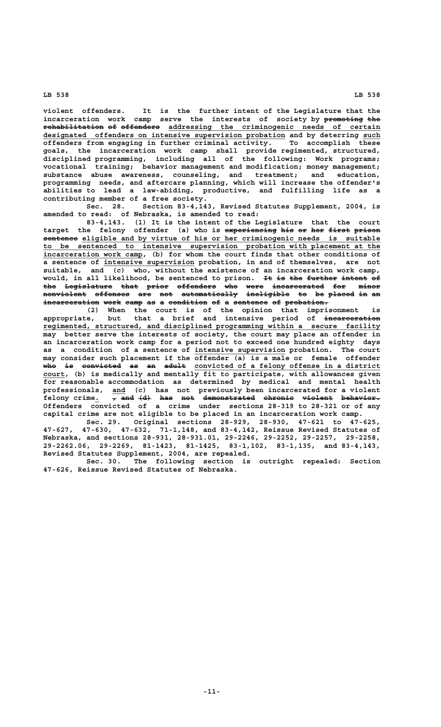violent offenders. It is the further intent of the Legislature that the incarceration work camp serve the interests of society by ~~promoting the rehabilitation of offenders~~ addressing the criminogenic needs of certain designated offenders on intensive supervision probation and by deterring such offenders from engaging in further criminal activity. To accomplish these goals, the incarceration work camp shall provide regimented, structured, disciplined programming, including all of the following: Work programs; vocational training; behavior management and modification; money management; substance abuse awareness, counseling, and treatment; and education, programming needs, and aftercare planning, which will increase the offender's abilities to lead a law-abiding, productive, and fulfilling life as a contributing member of a free society.

Sec. 28. Section 83-4,143, Revised Statutes Supplement, 2004, is amended to read: of Nebraska, is amended to read:

83-4,143. (1) It is the intent of the Legislature that the court target the felony offender (a) who is ~~experiencing his or her first prison sentence~~ eligible and by virtue of his or her criminogenic needs is suitable to be sentenced to intensive supervision probation with placement at the incarceration work camp, (b) for whom the court finds that other conditions of a sentence of intensive supervision probation, in and of themselves, are not suitable, and (c) who, without the existence of an incarceration work camp, would, in all likelihood, be sentenced to prison. ~~It is the further intent of the Legislature that prior offenders who were incarcerated for minor nonviolent offenses are not automatically ineligible to be placed in an incarceration work camp as a condition of a sentence of probation.~~

(2) When the court is of the opinion that imprisonment is appropriate, but that a brief and intensive period of ~~incarceration~~ regimented, structured, and disciplined programming within a secure facility may better serve the interests of society, the court may place an offender in an incarceration work camp for a period not to exceed one hundred eighty days as a condition of a sentence of intensive supervision probation. The court may consider such placement if the offender (a) is a male or female offender ~~who is convicted as an adult~~ convicted of a felony offense in a district court, (b) is medically and mentally fit to participate, with allowances given for reasonable accommodation as determined by medical and mental health professionals, and (c) has not previously been incarcerated for a violent felony crime. ~~, and (d) has not demonstrated chronic violent behavior.~~ Offenders convicted of a crime under sections 28-319 to 28-321 or of any capital crime are not eligible to be placed in an incarceration work camp.

Sec. 29. Original sections 28-929, 28-930, 47-621 to 47-625, 47-627, 47-630, 47-632, 71-1,148, and 83-4,142, Reissue Revised Statutes of Nebraska, and sections 28-931, 28-931.01, 29-2246, 29-2252, 29-2257, 29-2258, 29-2262.06, 29-2269, 81-1423, 81-1425, 83-1,102, 83-1,135, and 83-4,143, Revised Statutes Supplement, 2004, are repealed.

Sec. 30. The following section is outright repealed: Section 47-626, Reissue Revised Statutes of Nebraska.